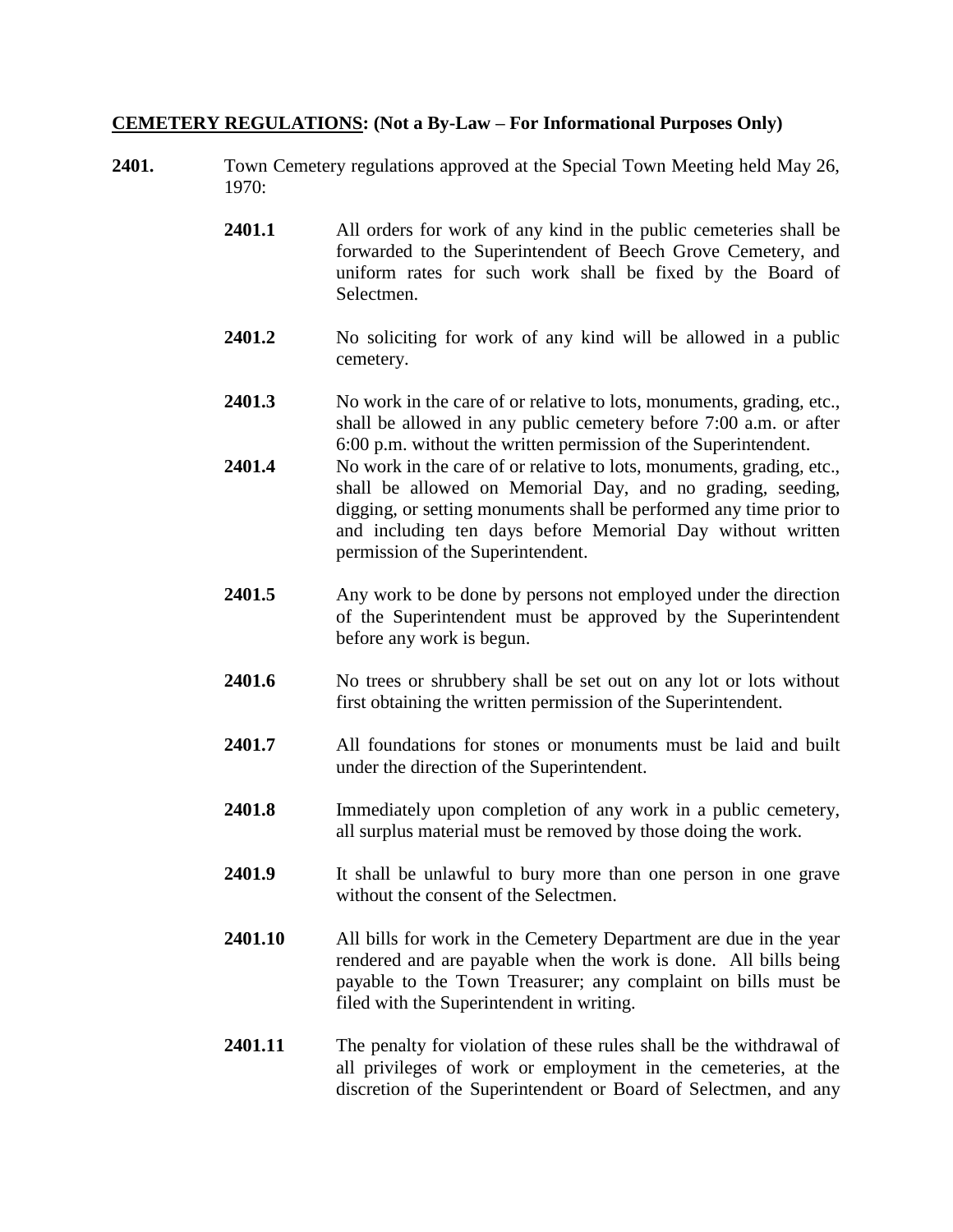**<u>CEMETERY REGULATIONS</u>: (Not a By-Law – For Informational Purposes Only)**

**2401.** Town Cemetery regulations approved at the Special Town Meeting held May 26, 1970:

**2401.1** All orders for work of any kind in the public cemeteries shall be forwarded to the Superintendent of Beech Grove Cemetery, and uniform rates for such work shall be fixed by the Board of Selectmen.

**2401.2** No soliciting for work of any kind will be allowed in a public cemetery.

**2401.3** No work in the care of or relative to lots, monuments, grading, etc., shall be allowed in any public cemetery before 7:00 a.m. or after 6:00 p.m. without the written permission of the Superintendent.

**2401.4** No work in the care of or relative to lots, monuments, grading, etc., shall be allowed on Memorial Day, and no grading, seeding, digging, or setting monuments shall be performed any time prior to and including ten days before Memorial Day without written permission of the Superintendent.

**2401.5** Any work to be done by persons not employed under the direction of the Superintendent must be approved by the Superintendent before any work is begun.

**2401.6** No trees or shrubbery shall be set out on any lot or lots without first obtaining the written permission of the Superintendent.

**2401.7** All foundations for stones or monuments must be laid and built under the direction of the Superintendent.

**2401.8** Immediately upon completion of any work in a public cemetery, all surplus material must be removed by those doing the work.

**2401.9** It shall be unlawful to bury more than one person in one grave without the consent of the Selectmen.

**2401.10** All bills for work in the Cemetery Department are due in the year rendered and are payable when the work is done. All bills being payable to the Town Treasurer; any complaint on bills must be filed with the Superintendent in writing.

**2401.11** The penalty for violation of these rules shall be the withdrawal of all privileges of work or employment in the cemeteries, at the discretion of the Superintendent or Board of Selectmen, and any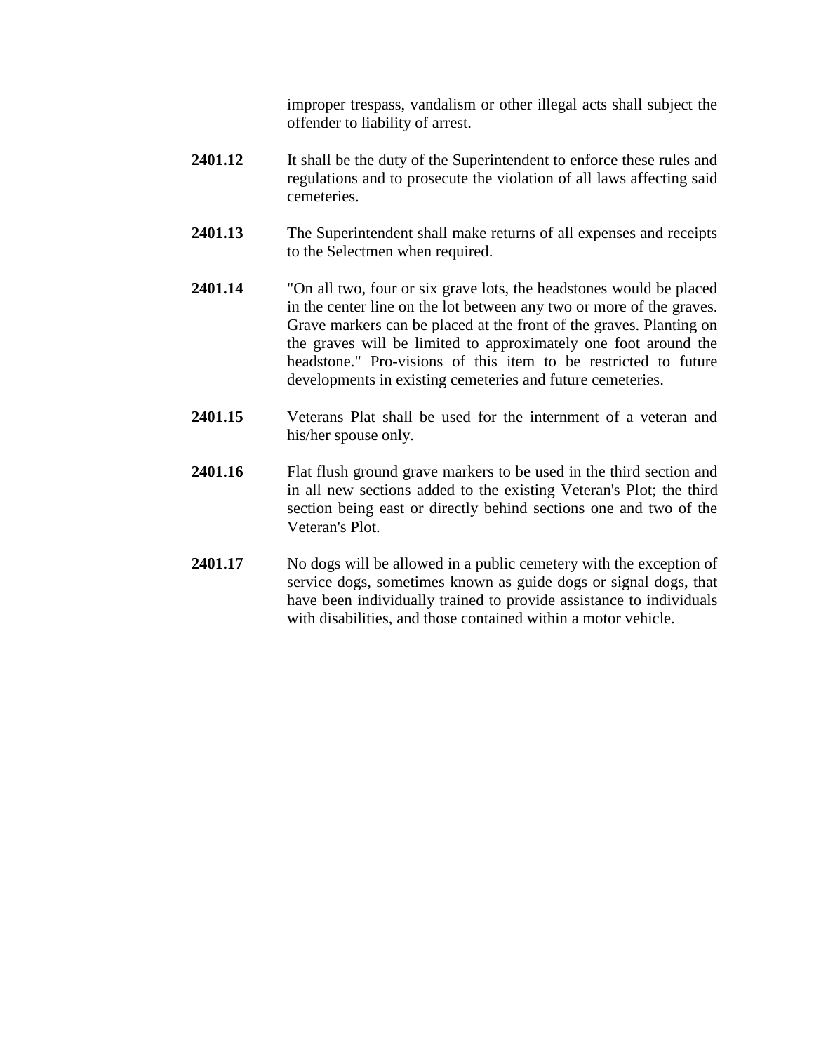improper trespass, vandalism or other illegal acts shall subject the offender to liability of arrest.

**2401.12** It shall be the duty of the Superintendent to enforce these rules and regulations and to prosecute the violation of all laws affecting said cemeteries.

**2401.13** The Superintendent shall make returns of all expenses and receipts to the Selectmen when required.

**2401.14** "On all two, four or six grave lots, the headstones would be placed in the center line on the lot between any two or more of the graves. Grave markers can be placed at the front of the graves. Planting on the graves will be limited to approximately one foot around the headstone." Pro-visions of this item to be restricted to future developments in existing cemeteries and future cemeteries.

**2401.15** Veterans Plat shall be used for the internment of a veteran and his/her spouse only.

**2401.16** Flat flush ground grave markers to be used in the third section and in all new sections added to the existing Veteran's Plot; the third section being east or directly behind sections one and two of the Veteran's Plot.

**2401.17** No dogs will be allowed in a public cemetery with the exception of service dogs, sometimes known as guide dogs or signal dogs, that have been individually trained to provide assistance to individuals with disabilities, and those contained within a motor vehicle.